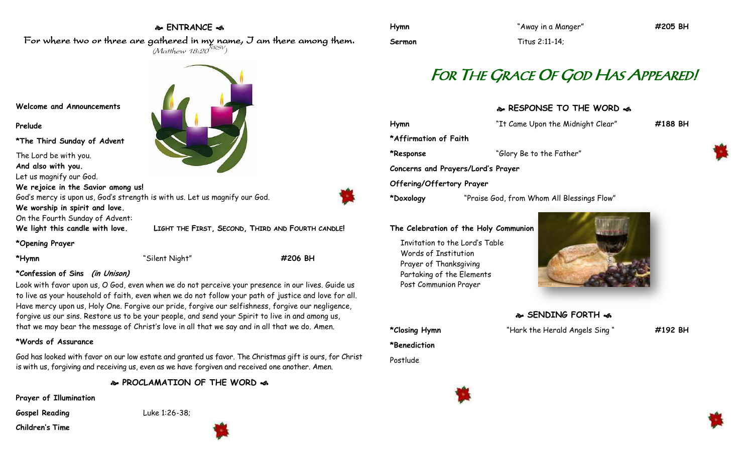## ❧ ENTRANCE ☙

For where two or three are gathered in my name, I am there among them.
*(Matthew 18:20 NRSV)*

**Welcome and Announcements**

**Prelude**

**\*The Third Sunday of Advent**

The Lord be with you.
**And also with you.**
Let us magnify our God.
**We rejoice in the Savior among us!**
God's mercy is upon us, God's strength is with us. Let us magnify our God.
**We worship in spirit and love.**
On the Fourth Sunday of Advent:
**We light this candle with love.** LIGHT THE FIRST, SECOND, THIRD AND FOURTH CANDLE!

**\*Opening Prayer**

**\*Hymn** "Silent Night" **#206 BH**

**\*Confession of Sins** ***(in Unison)***

Look with favor upon us, O God, even when we do not perceive your presence in our lives. Guide us to live as your household of faith, even when we do not follow your path of justice and love for all. Have mercy upon us, Holy One. Forgive our pride, forgive our selfishness, forgive our negligence, forgive us our sins. Restore us to be your people, and send your Spirit to live in and among us, that we may bear the message of Christ's love in all that we say and in all that we do. Amen.

**\*Words of Assurance**

God has looked with favor on our low estate and granted us favor. The Christmas gift is ours, for Christ is with us, forgiving and receiving us, even as we have forgiven and received one another. Amen.

## ❧ PROCLAMATION OF THE WORD ☙

**Prayer of Illumination**

**Gospel Reading** Luke 1:26-38;

**Children's Time**

**Hymn** "Away in a Manger" **#205 BH**

**Sermon** Titus 2:11-14;

# *For The Grace Of God Has Appeared!*

## ❧ RESPONSE TO THE WORD ☙

**Hymn** "It Came Upon the Midnight Clear" **#188 BH**

**\*Affirmation of Faith**

**\*Response** "Glory Be to the Father"

**Concerns and Prayers/Lord's Prayer**

**Offering/Offertory Prayer**

**\*Doxology** "Praise God, from Whom All Blessings Flow"

**The Celebration of the Holy Communion**

Invitation to the Lord's Table
Words of Institution
Prayer of Thanksgiving
Partaking of the Elements
Post Communion Prayer

## ❧ SENDING FORTH ☙

**\*Closing Hymn** "Hark the Herald Angels Sing" **#192 BH**

**\*Benediction**

Postlude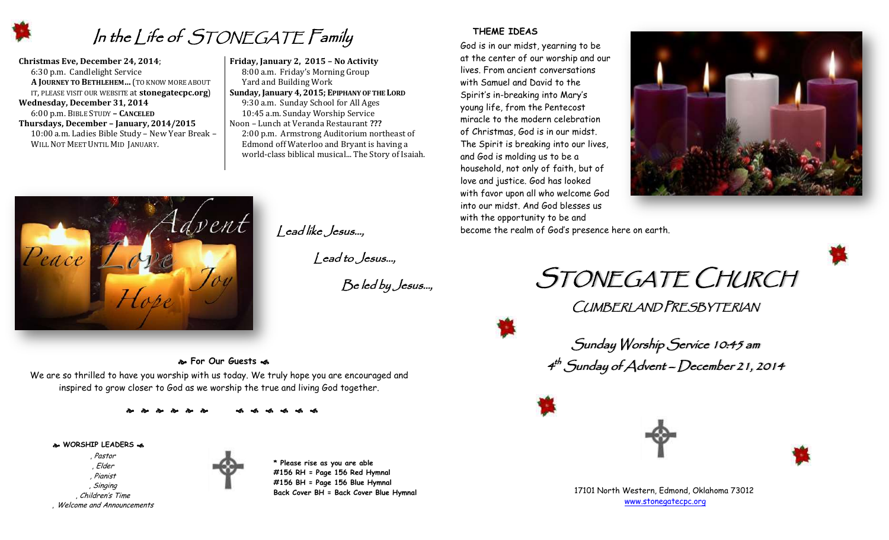# In the Life of STONEGATE Family

**Christmas Eve, December 24, 2014**;
6:30 p.m. Candlelight Service
**A JOURNEY TO BETHLEHEM…** (TO KNOW MORE ABOUT IT, PLEASE VISIT OUR WEBSITE at **stonegatecpc.org**)

**Wednesday, December 31, 2014**
6:00 p.m. BIBLE STUDY – **CANCELED**

**Thursdays, December – January, 2014/2015**
10:00 a.m. Ladies Bible Study – New Year Break – WILL NOT MEET UNTIL MID JANUARY.

**Friday, January 2, 2015 – No Activity**
8:00 a.m. Friday's Morning Group
Yard and Building Work

**Sunday, January 4, 2015; EPIPHANY OF THE LORD**
9:30 a.m. Sunday School for All Ages
10:45 a.m. Sunday Worship Service
Noon – Lunch at Veranda Restaurant **???**
2:00 p.m. Armstrong Auditorium northeast of Edmond off Waterloo and Bryant is having a world-class biblical musical… The Story of Isaiah.

*Lead like Jesus…,*

*Lead to Jesus…,*

*Be led by Jesus…,*

### ❧ For Our Guests ☙

We are so thrilled to have you worship with us today. We truly hope you are encouraged and inspired to grow closer to God as we worship the true and living God together.

❧ ❧ ❧ ❧ ❧ ❧ ☙ ☙ ☙ ☙ ☙ ☙

**❧ WORSHIP LEADERS ☙**

*, Pastor*
*, Elder*
*, Pianist*
*, Singing*
*, Children's Time*
*, Welcome and Announcements*

**\* Please rise as you are able**
**#156 RH = Page 156 Red Hymnal**
**#156 BH = Page 156 Blue Hymnal**
**Back Cover BH = Back Cover Blue Hymnal**

**THEME IDEAS**

God is in our midst, yearning to be at the center of our worship and our lives. From ancient conversations with Samuel and David to the Spirit's in-breaking into Mary's young life, from the Pentecost miracle to the modern celebration of Christmas, God is in our midst. The Spirit is breaking into our lives, and God is molding us to be a household, not only of faith, but of love and justice. God has looked with favor upon all who welcome God into our midst. And God blesses us with the opportunity to be and become the realm of God's presence here on earth.

# STONEGATE CHURCH

## CUMBERLAND PRESBYTERIAN

*Sunday Worship Service 10:45 am*

*4th Sunday of Advent – December 21, 2014*

17101 North Western, Edmond, Oklahoma 73012
www.stonegatecpc.org